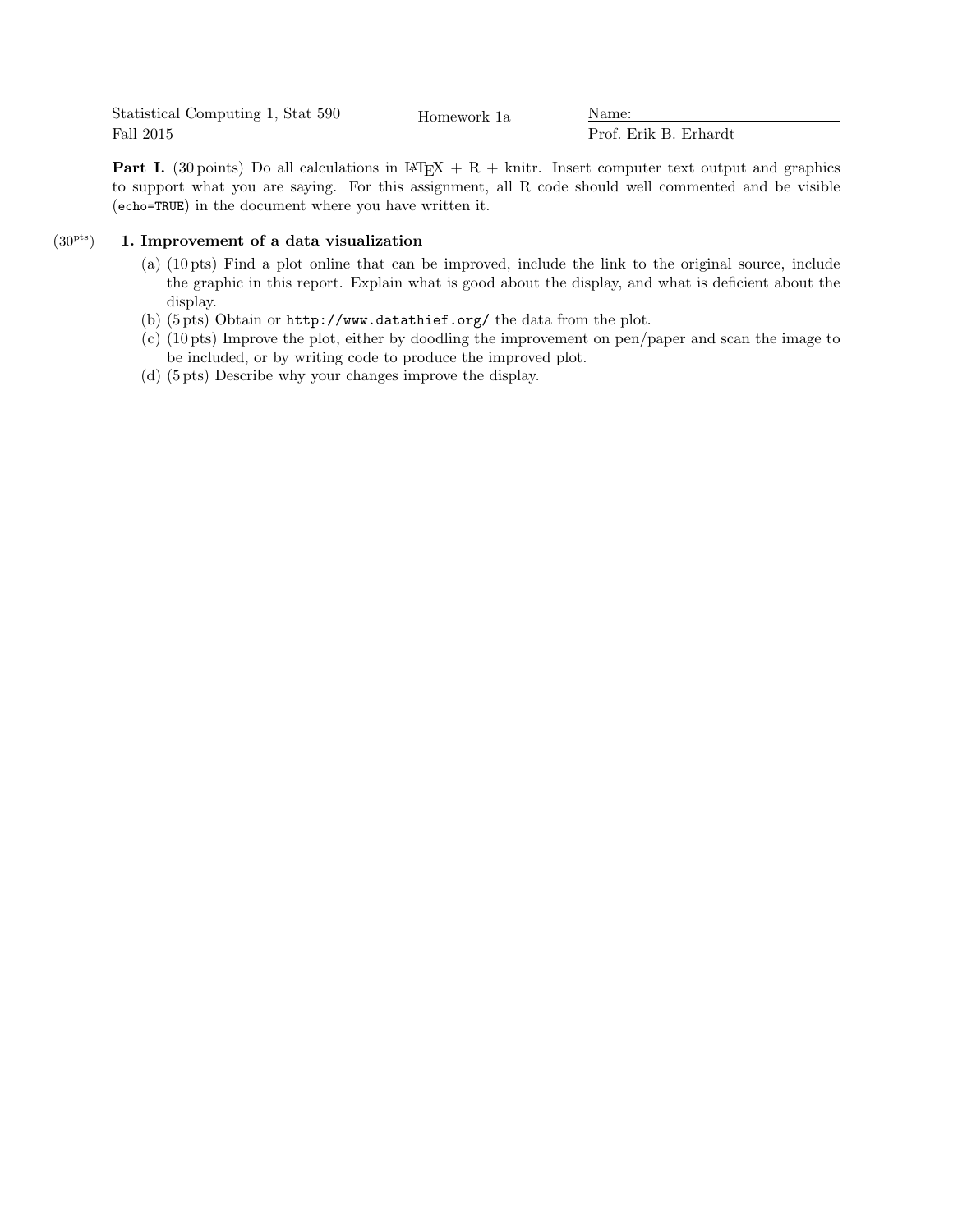Statistical Computing 1, Stat 590
Fall 2015

Homework 1a

Name: ______________________
Prof. Erik B. Erhardt

**Part I.** (30 points) Do all calculations in LaTeX + R + knitr. Insert computer text output and graphics to support what you are saying. For this assignment, all R code should well commented and be visible (`echo=TRUE`) in the document where you have written it.

(30[pts]) **1. Improvement of a data visualization**

(a) (10 pts) Find a plot online that can be improved, include the link to the original source, include the graphic in this report. Explain what is good about the display, and what is deficient about the display.

(b) (5 pts) Obtain or `http://www.datathief.org/` the data from the plot.

(c) (10 pts) Improve the plot, either by doodling the improvement on pen/paper and scan the image to be included, or by writing code to produce the improved plot.

(d) (5 pts) Describe why your changes improve the display.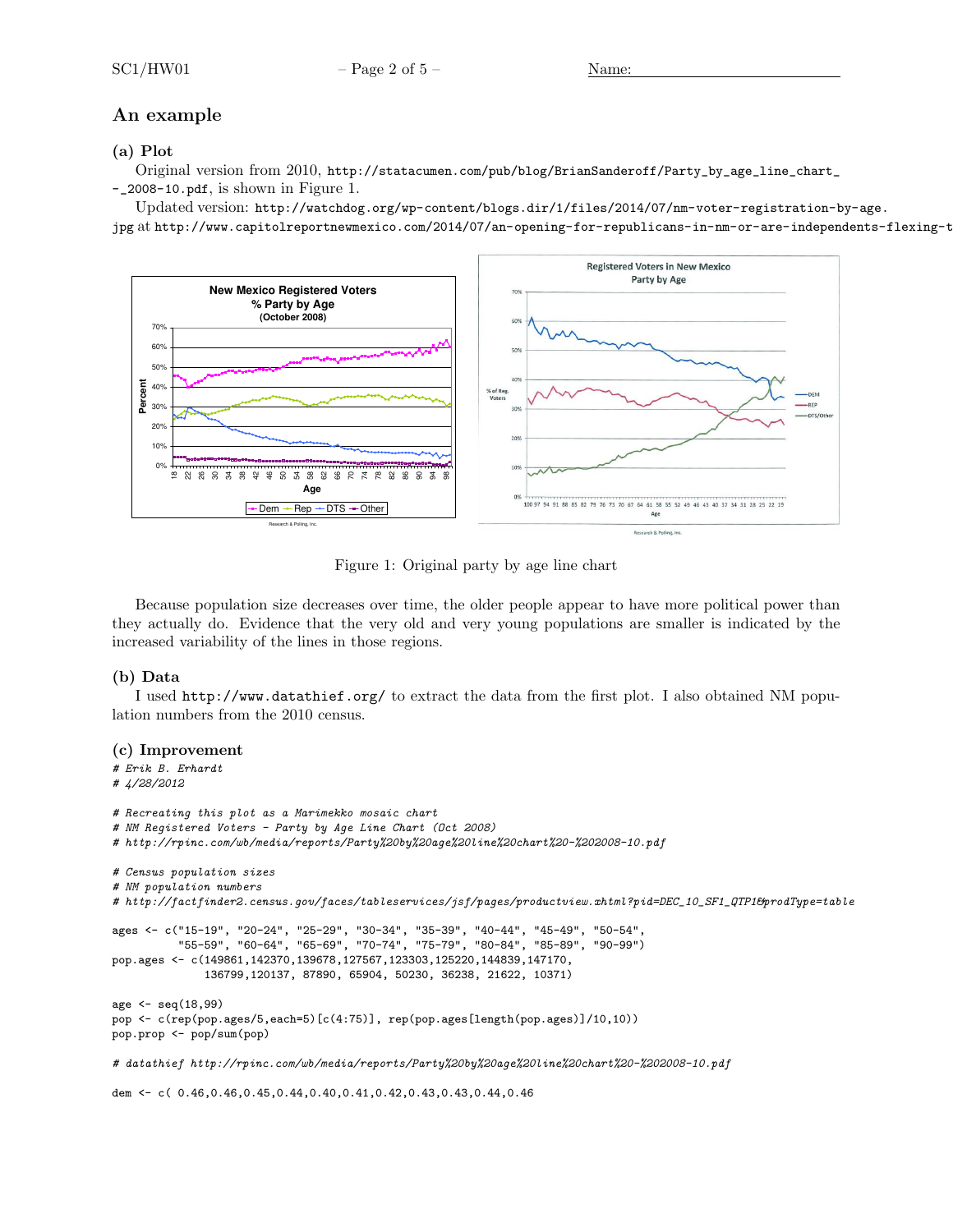## An example

### (a) Plot

Original version from 2010, `http://statacumen.com/pub/blog/BrianSanderoff/Party_by_age_line_chart_-_2008-10.pdf`, is shown in Figure 1.

Updated version: `http://watchdog.org/wp-content/blogs.dir/1/files/2014/07/nm-voter-registration-by-age.jpg` at `http://www.capitolreportnewmexico.com/2014/07/an-opening-for-republicans-in-nm-or-are-independents-flexing-t`

Figure 1: Original party by age line chart

Because population size decreases over time, the older people appear to have more political power than they actually do. Evidence that the very old and very young populations are smaller is indicated by the increased variability of the lines in those regions.

### (b) Data

I used `http://www.datathief.org/` to extract the data from the first plot. I also obtained NM population numbers from the 2010 census.

### (c) Improvement

```
# Erik B. Erhardt
# 4/28/2012

# Recreating this plot as a Marimekko mosaic chart
# NM Registered Voters - Party by Age Line Chart (Oct 2008)
# http://rpinc.com/wb/media/reports/Party%20by%20age%20line%20chart%20-%202008-10.pdf

# Census population sizes
# NM population numbers
# http://factfinder2.census.gov/faces/tableservices/jsf/pages/productview.xhtml?pid=DEC_10_SF1_QTP1&prodType=table

ages <- c("15-19", "20-24", "25-29", "30-34", "35-39", "40-44", "45-49", "50-54",
          "55-59", "60-64", "65-69", "70-74", "75-79", "80-84", "85-89", "90-99")
pop.ages <- c(149861,142370,139678,127567,123303,125220,144839,147170,
              136799,120137, 87890, 65904, 50230, 36238, 21622, 10371)

age <- seq(18,99)
pop <- c(rep(pop.ages/5,each=5)[c(4:75)], rep(pop.ages[length(pop.ages)]/10,10))
pop.prop <- pop/sum(pop)

# datathief http://rpinc.com/wb/media/reports/Party%20by%20age%20line%20chart%20-%202008-10.pdf

dem <- c( 0.46,0.46,0.45,0.44,0.40,0.41,0.42,0.43,0.43,0.44,0.46
```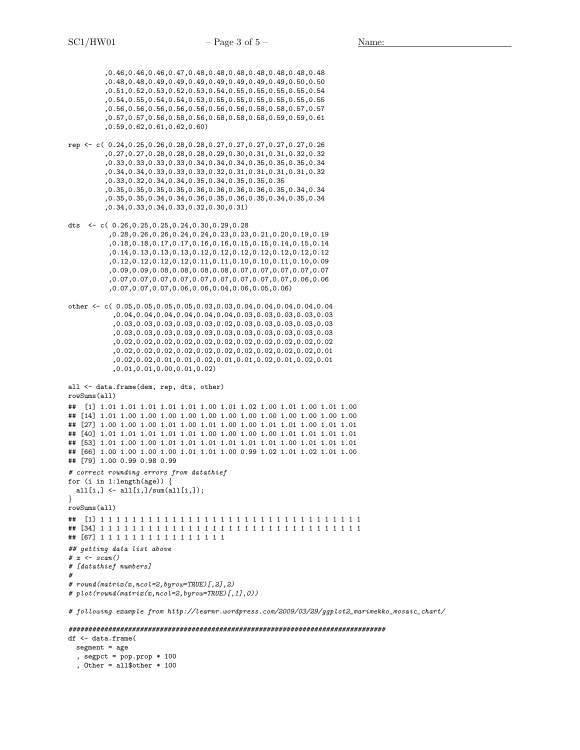```
         ,0.46,0.46,0.46,0.47,0.48,0.48,0.48,0.48,0.48,0.48,0.48
         ,0.48,0.48,0.49,0.49,0.49,0.49,0.49,0.49,0.49,0.50,0.50
         ,0.51,0.52,0.53,0.52,0.53,0.54,0.55,0.55,0.55,0.55,0.54
         ,0.54,0.55,0.54,0.54,0.53,0.55,0.55,0.55,0.55,0.55,0.55
         ,0.56,0.56,0.56,0.56,0.56,0.56,0.56,0.58,0.58,0.57,0.57
         ,0.57,0.57,0.56,0.58,0.56,0.58,0.58,0.58,0.59,0.59,0.61
         ,0.59,0.62,0.61,0.62,0.60)

rep <- c( 0.24,0.25,0.26,0.28,0.28,0.27,0.27,0.27,0.27,0.27,0.26
         ,0.27,0.27,0.28,0.28,0.28,0.29,0.30,0.31,0.31,0.32,0.32
         ,0.33,0.33,0.33,0.33,0.34,0.34,0.34,0.35,0.35,0.35,0.34
         ,0.34,0.34,0.33,0.33,0.33,0.32,0.31,0.31,0.31,0.31,0.32
         ,0.33,0.32,0.34,0.34,0.35,0.34,0.35,0.35,0.35
         ,0.35,0.35,0.35,0.35,0.36,0.36,0.36,0.36,0.35,0.34,0.34
         ,0.35,0.35,0.34,0.34,0.36,0.35,0.36,0.35,0.34,0.35,0.34
         ,0.34,0.33,0.34,0.33,0.32,0.30,0.31)

dts  <- c( 0.26,0.25,0.25,0.24,0.30,0.29,0.28
          ,0.28,0.26,0.26,0.24,0.24,0.23,0.23,0.21,0.20,0.19,0.19
          ,0.18,0.18,0.17,0.17,0.16,0.16,0.15,0.15,0.14,0.15,0.14
          ,0.14,0.13,0.13,0.13,0.12,0.12,0.12,0.12,0.12,0.12,0.12
          ,0.12,0.12,0.12,0.12,0.11,0.11,0.10,0.10,0.11,0.10,0.09
          ,0.09,0.09,0.08,0.08,0.08,0.08,0.07,0.07,0.07,0.07,0.07
          ,0.07,0.07,0.07,0.07,0.07,0.07,0.07,0.07,0.07,0.06,0.06
          ,0.07,0.07,0.07,0.06,0.06,0.04,0.06,0.05,0.06)

other <- c( 0.05,0.05,0.05,0.05,0.03,0.03,0.04,0.04,0.04,0.04,0.04
           ,0.04,0.04,0.04,0.04,0.04,0.04,0.03,0.03,0.03,0.03,0.03
           ,0.03,0.03,0.03,0.03,0.03,0.02,0.03,0.03,0.03,0.03,0.03
           ,0.03,0.03,0.03,0.03,0.03,0.03,0.03,0.03,0.03,0.03,0.03
           ,0.02,0.02,0.02,0.02,0.02,0.02,0.02,0.02,0.02,0.02,0.02
           ,0.02,0.02,0.02,0.02,0.02,0.02,0.02,0.02,0.02,0.02,0.01
           ,0.02,0.02,0.01,0.01,0.02,0.01,0.01,0.02,0.01,0.02,0.01
           ,0.01,0.01,0.00,0.01,0.02)

all <- data.frame(dem, rep, dts, other)
rowSums(all)
##  [1] 1.01 1.01 1.01 1.01 1.01 1.00 1.01 1.02 1.00 1.01 1.00 1.01 1.00
## [14] 1.01 1.00 1.00 1.00 1.00 1.00 1.00 1.00 1.00 1.00 1.00 1.00 1.00
## [27] 1.00 1.00 1.00 1.01 1.00 1.01 1.00 1.00 1.01 1.01 1.00 1.01 1.01
## [40] 1.01 1.01 1.01 1.01 1.01 1.00 1.00 1.00 1.00 1.01 1.01 1.01 1.01
## [53] 1.01 1.00 1.00 1.01 1.01 1.01 1.01 1.01 1.01 1.00 1.01 1.01 1.01
## [66] 1.00 1.00 1.00 1.00 1.01 1.01 1.00 0.99 1.02 1.01 1.02 1.01 1.00
## [79] 1.00 0.99 0.98 0.99
# correct rounding errors from datathief
for (i in 1:length(age)) {
  all[i,] <- all[i,]/sum(all[i,]);
}
rowSums(all)
##  [1] 1 1 1 1 1 1 1 1 1 1 1 1 1 1 1 1 1 1 1 1 1 1 1 1 1 1 1 1 1 1 1 1 1
## [34] 1 1 1 1 1 1 1 1 1 1 1 1 1 1 1 1 1 1 1 1 1 1 1 1 1 1 1 1 1 1 1 1 1
## [67] 1 1 1 1 1 1 1 1 1 1 1 1 1 1 1 1
## getting data list above
# x <- scan()
# [datathief numbers]
#
# round(matrix(x,ncol=2,byrow=TRUE)[,2],2)
# plot(round(matrix(x,ncol=2,byrow=TRUE)[,1],0))

# following example from http://learnr.wordpress.com/2009/03/29/ggplot2_marimekko_mosaic_chart/

################################################################################
df <- data.frame(
  segment = age
  , segpct = pop.prop * 100
  , Other = all$other * 100
```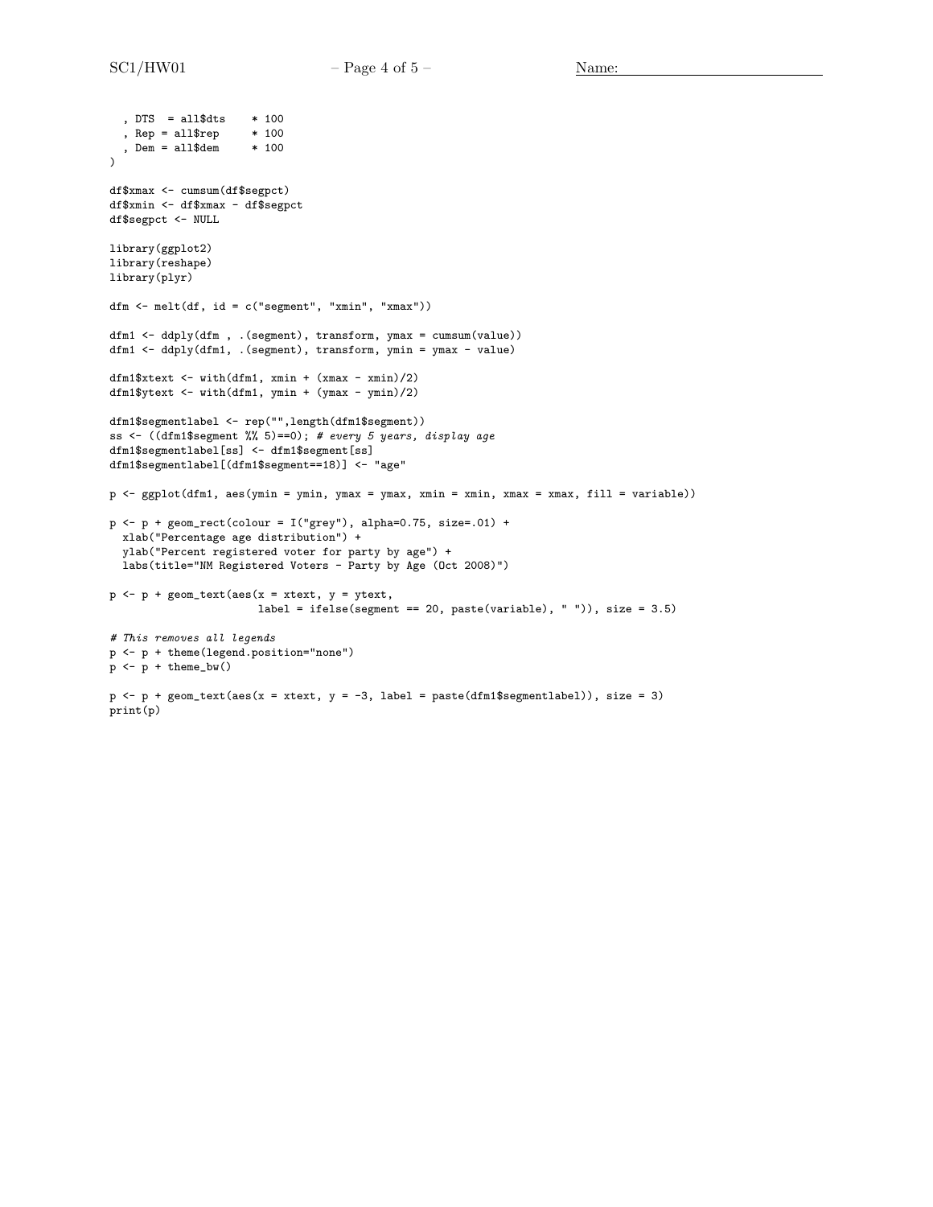```
  , DTS  = all$dts    * 100
  , Rep = all$rep     * 100
  , Dem = all$dem     * 100
)

df$xmax <- cumsum(df$segpct)
df$xmin <- df$xmax - df$segpct
df$segpct <- NULL

library(ggplot2)
library(reshape)
library(plyr)

dfm <- melt(df, id = c("segment", "xmin", "xmax"))

dfm1 <- ddply(dfm , .(segment), transform, ymax = cumsum(value))
dfm1 <- ddply(dfm1, .(segment), transform, ymin = ymax - value)

dfm1$xtext <- with(dfm1, xmin + (xmax - xmin)/2)
dfm1$ytext <- with(dfm1, ymin + (ymax - ymin)/2)

dfm1$segmentlabel <- rep("",length(dfm1$segment))
ss <- ((dfm1$segment %% 5)==0); # every 5 years, display age
dfm1$segmentlabel[ss] <- dfm1$segment[ss]
dfm1$segmentlabel[(dfm1$segment==18)] <- "age"

p <- ggplot(dfm1, aes(ymin = ymin, ymax = ymax, xmin = xmin, xmax = xmax, fill = variable))

p <- p + geom_rect(colour = I("grey"), alpha=0.75, size=.01) +
  xlab("Percentage age distribution") +
  ylab("Percent registered voter for party by age") +
  labs(title="NM Registered Voters - Party by Age (Oct 2008)")

p <- p + geom_text(aes(x = xtext, y = ytext,
                       label = ifelse(segment == 20, paste(variable), " ")), size = 3.5)

# This removes all legends
p <- p + theme(legend.position="none")
p <- p + theme_bw()

p <- p + geom_text(aes(x = xtext, y = -3, label = paste(dfm1$segmentlabel)), size = 3)
print(p)
```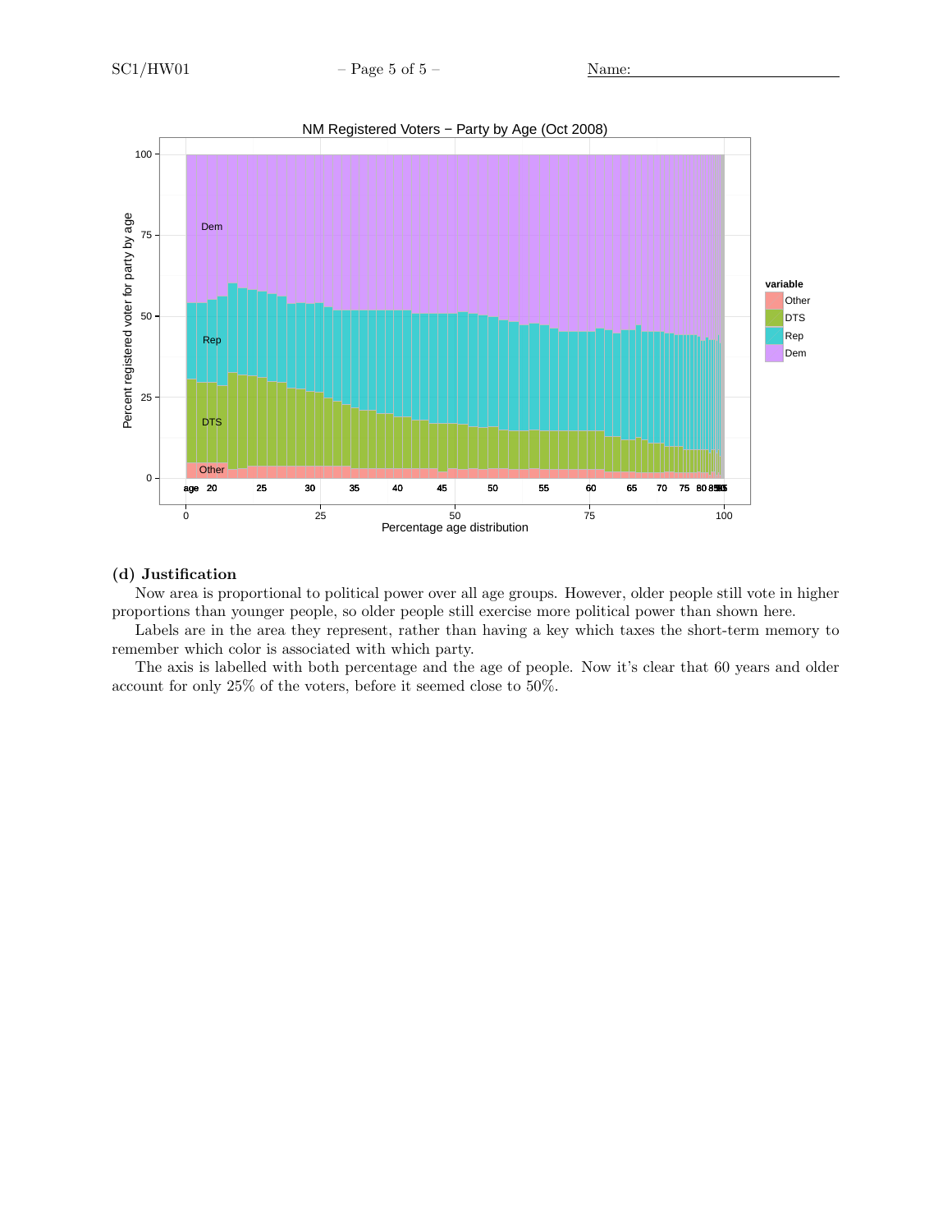NM Registered Voters − Party by Age (Oct 2008)

Percent registered voter for party by age

100

75

50

25

0

Dem

Rep

DTS

Other

age 20 25 30 35 40 45 50 55 60 65 70 75 80 85 90 95

0 25 50 75 100

Percentage age distribution

variable

Other

DTS

Rep

Dem

### (d) Justification

Now area is proportional to political power over all age groups. However, older people still vote in higher proportions than younger people, so older people still exercise more political power than shown here.

Labels are in the area they represent, rather than having a key which taxes the short-term memory to remember which color is associated with which party.

The axis is labelled with both percentage and the age of people. Now it's clear that 60 years and older account for only 25% of the voters, before it seemed close to 50%.